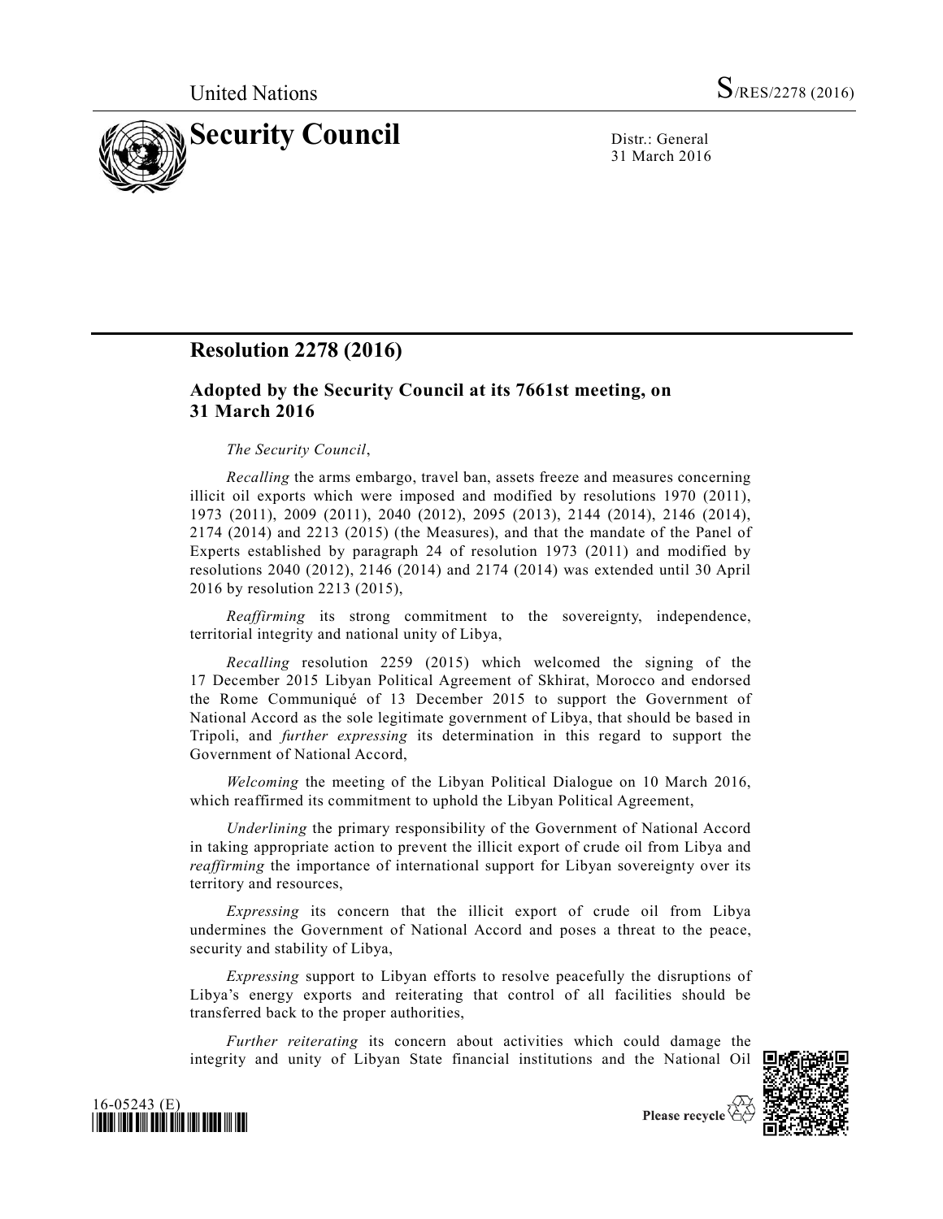United Nations S/RES/2278 (2016)

**Security Council**

Distr.: General
31 March 2016

## Resolution 2278 (2016)

### Adopted by the Security Council at its 7661st meeting, on 31 March 2016

*The Security Council*,

*Recalling* the arms embargo, travel ban, assets freeze and measures concerning illicit oil exports which were imposed and modified by resolutions 1970 (2011), 1973 (2011), 2009 (2011), 2040 (2012), 2095 (2013), 2144 (2014), 2146 (2014), 2174 (2014) and 2213 (2015) (the Measures), and that the mandate of the Panel of Experts established by paragraph 24 of resolution 1973 (2011) and modified by resolutions 2040 (2012), 2146 (2014) and 2174 (2014) was extended until 30 April 2016 by resolution 2213 (2015),

*Reaffirming* its strong commitment to the sovereignty, independence, territorial integrity and national unity of Libya,

*Recalling* resolution 2259 (2015) which welcomed the signing of the 17 December 2015 Libyan Political Agreement of Skhirat, Morocco and endorsed the Rome Communiqué of 13 December 2015 to support the Government of National Accord as the sole legitimate government of Libya, that should be based in Tripoli, and *further expressing* its determination in this regard to support the Government of National Accord,

*Welcoming* the meeting of the Libyan Political Dialogue on 10 March 2016, which reaffirmed its commitment to uphold the Libyan Political Agreement,

*Underlining* the primary responsibility of the Government of National Accord in taking appropriate action to prevent the illicit export of crude oil from Libya and *reaffirming* the importance of international support for Libyan sovereignty over its territory and resources,

*Expressing* its concern that the illicit export of crude oil from Libya undermines the Government of National Accord and poses a threat to the peace, security and stability of Libya,

*Expressing* support to Libyan efforts to resolve peacefully the disruptions of Libya's energy exports and reiterating that control of all facilities should be transferred back to the proper authorities,

*Further reiterating* its concern about activities which could damage the integrity and unity of Libyan State financial institutions and the National Oil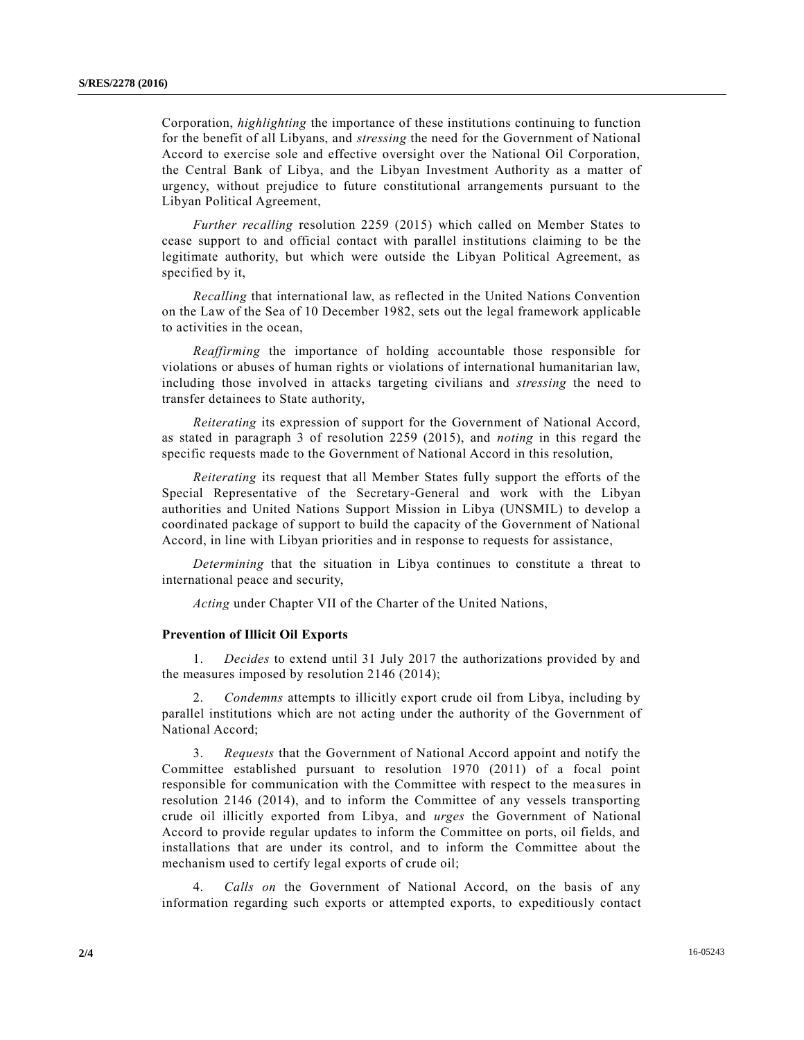Corporation, *highlighting* the importance of these institutions continuing to function for the benefit of all Libyans, and *stressing* the need for the Government of National Accord to exercise sole and effective oversight over the National Oil Corporation, the Central Bank of Libya, and the Libyan Investment Authority as a matter of urgency, without prejudice to future constitutional arrangements pursuant to the Libyan Political Agreement,

*Further recalling* resolution 2259 (2015) which called on Member States to cease support to and official contact with parallel institutions claiming to be the legitimate authority, but which were outside the Libyan Political Agreement, as specified by it,

*Recalling* that international law, as reflected in the United Nations Convention on the Law of the Sea of 10 December 1982, sets out the legal framework applicable to activities in the ocean,

*Reaffirming* the importance of holding accountable those responsible for violations or abuses of human rights or violations of international humanitarian law, including those involved in attacks targeting civilians and *stressing* the need to transfer detainees to State authority,

*Reiterating* its expression of support for the Government of National Accord, as stated in paragraph 3 of resolution 2259 (2015), and *noting* in this regard the specific requests made to the Government of National Accord in this resolution,

*Reiterating* its request that all Member States fully support the efforts of the Special Representative of the Secretary-General and work with the Libyan authorities and United Nations Support Mission in Libya (UNSMIL) to develop a coordinated package of support to build the capacity of the Government of National Accord, in line with Libyan priorities and in response to requests for assistance,

*Determining* that the situation in Libya continues to constitute a threat to international peace and security,

*Acting* under Chapter VII of the Charter of the United Nations,

**Prevention of Illicit Oil Exports**

1. *Decides* to extend until 31 July 2017 the authorizations provided by and the measures imposed by resolution 2146 (2014);

2. *Condemns* attempts to illicitly export crude oil from Libya, including by parallel institutions which are not acting under the authority of the Government of National Accord;

3. *Requests* that the Government of National Accord appoint and notify the Committee established pursuant to resolution 1970 (2011) of a focal point responsible for communication with the Committee with respect to the measures in resolution 2146 (2014), and to inform the Committee of any vessels transporting crude oil illicitly exported from Libya, and *urges* the Government of National Accord to provide regular updates to inform the Committee on ports, oil fields, and installations that are under its control, and to inform the Committee about the mechanism used to certify legal exports of crude oil;

4. *Calls on* the Government of National Accord, on the basis of any information regarding such exports or attempted exports, to expeditiously contact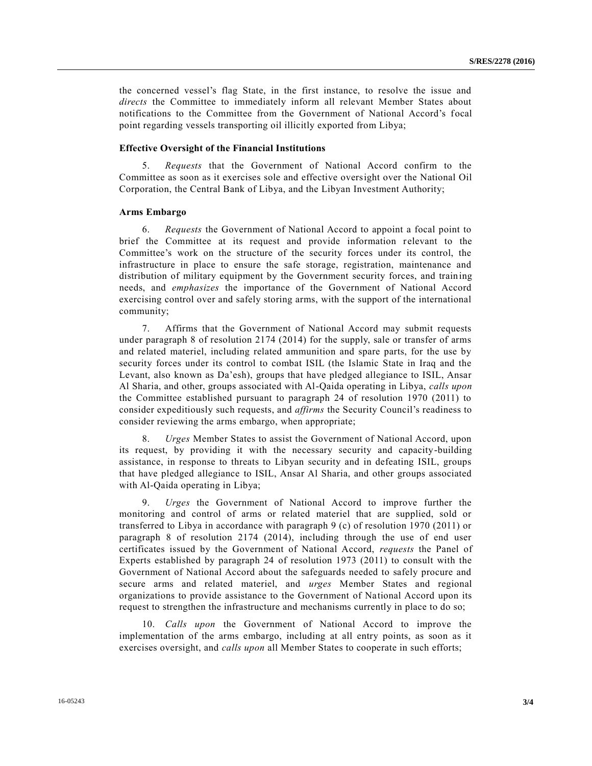the concerned vessel's flag State, in the first instance, to resolve the issue and *directs* the Committee to immediately inform all relevant Member States about notifications to the Committee from the Government of National Accord's focal point regarding vessels transporting oil illicitly exported from Libya;

**Effective Oversight of the Financial Institutions**

5. *Requests* that the Government of National Accord confirm to the Committee as soon as it exercises sole and effective oversight over the National Oil Corporation, the Central Bank of Libya, and the Libyan Investment Authority;

**Arms Embargo**

6. *Requests* the Government of National Accord to appoint a focal point to brief the Committee at its request and provide information relevant to the Committee's work on the structure of the security forces under its control, the infrastructure in place to ensure the safe storage, registration, maintenance and distribution of military equipment by the Government security forces, and training needs, and *emphasizes* the importance of the Government of National Accord exercising control over and safely storing arms, with the support of the international community;

7. Affirms that the Government of National Accord may submit requests under paragraph 8 of resolution 2174 (2014) for the supply, sale or transfer of arms and related materiel, including related ammunition and spare parts, for the use by security forces under its control to combat ISIL (the Islamic State in Iraq and the Levant, also known as Da'esh), groups that have pledged allegiance to ISIL, Ansar Al Sharia, and other, groups associated with Al-Qaida operating in Libya, *calls upon* the Committee established pursuant to paragraph 24 of resolution 1970 (2011) to consider expeditiously such requests, and *affirms* the Security Council's readiness to consider reviewing the arms embargo, when appropriate;

8. *Urges* Member States to assist the Government of National Accord, upon its request, by providing it with the necessary security and capacity-building assistance, in response to threats to Libyan security and in defeating ISIL, groups that have pledged allegiance to ISIL, Ansar Al Sharia, and other groups associated with Al-Qaida operating in Libya;

9. *Urges* the Government of National Accord to improve further the monitoring and control of arms or related materiel that are supplied, sold or transferred to Libya in accordance with paragraph 9 (c) of resolution 1970 (2011) or paragraph 8 of resolution 2174 (2014), including through the use of end user certificates issued by the Government of National Accord, *requests* the Panel of Experts established by paragraph 24 of resolution 1973 (2011) to consult with the Government of National Accord about the safeguards needed to safely procure and secure arms and related materiel, and *urges* Member States and regional organizations to provide assistance to the Government of National Accord upon its request to strengthen the infrastructure and mechanisms currently in place to do so;

10. *Calls upon* the Government of National Accord to improve the implementation of the arms embargo, including at all entry points, as soon as it exercises oversight, and *calls upon* all Member States to cooperate in such efforts;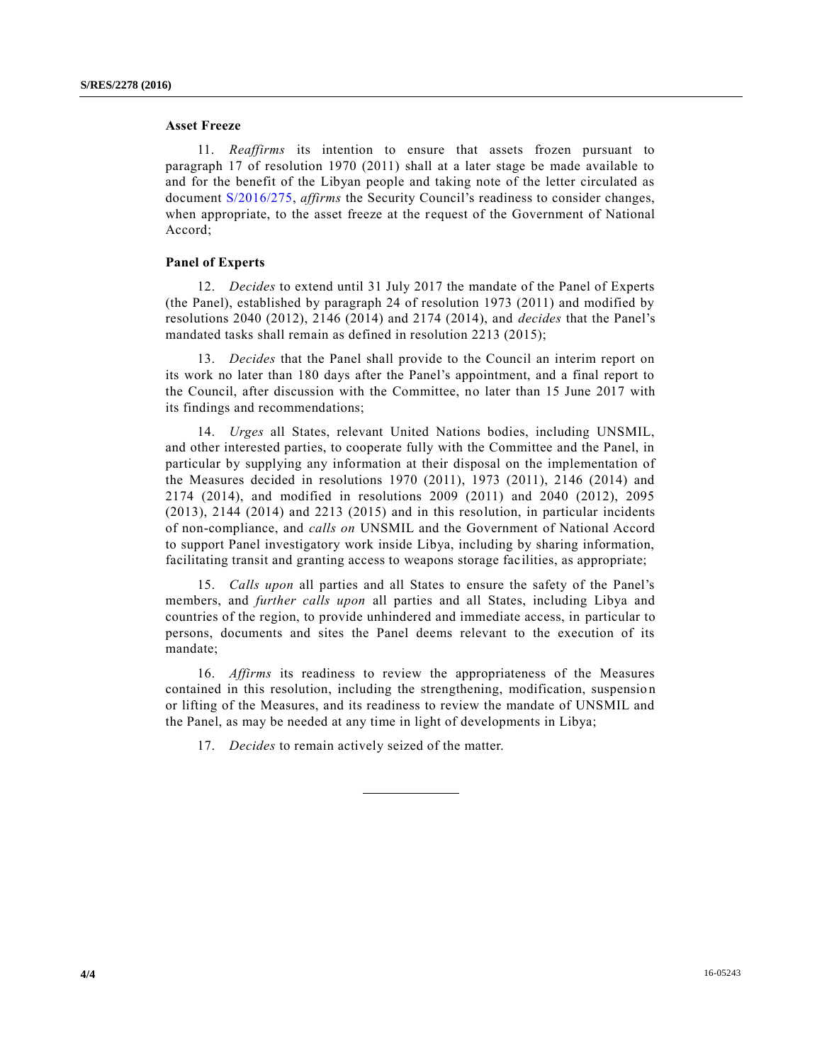**Asset Freeze**

11. *Reaffirms* its intention to ensure that assets frozen pursuant to paragraph 17 of resolution 1970 (2011) shall at a later stage be made available to and for the benefit of the Libyan people and taking note of the letter circulated as document S/2016/275, *affirms* the Security Council's readiness to consider changes, when appropriate, to the asset freeze at the request of the Government of National Accord;

**Panel of Experts**

12. *Decides* to extend until 31 July 2017 the mandate of the Panel of Experts (the Panel), established by paragraph 24 of resolution 1973 (2011) and modified by resolutions 2040 (2012), 2146 (2014) and 2174 (2014), and *decides* that the Panel's mandated tasks shall remain as defined in resolution 2213 (2015);

13. *Decides* that the Panel shall provide to the Council an interim report on its work no later than 180 days after the Panel's appointment, and a final report to the Council, after discussion with the Committee, no later than 15 June 2017 with its findings and recommendations;

14. *Urges* all States, relevant United Nations bodies, including UNSMIL, and other interested parties, to cooperate fully with the Committee and the Panel, in particular by supplying any information at their disposal on the implementation of the Measures decided in resolutions 1970 (2011), 1973 (2011), 2146 (2014) and 2174 (2014), and modified in resolutions 2009 (2011) and 2040 (2012), 2095 (2013), 2144 (2014) and 2213 (2015) and in this resolution, in particular incidents of non-compliance, and *calls on* UNSMIL and the Government of National Accord to support Panel investigatory work inside Libya, including by sharing information, facilitating transit and granting access to weapons storage facilities, as appropriate;

15. *Calls upon* all parties and all States to ensure the safety of the Panel's members, and *further calls upon* all parties and all States, including Libya and countries of the region, to provide unhindered and immediate access, in particular to persons, documents and sites the Panel deems relevant to the execution of its mandate;

16. *Affirms* its readiness to review the appropriateness of the Measures contained in this resolution, including the strengthening, modification, suspension or lifting of the Measures, and its readiness to review the mandate of UNSMIL and the Panel, as may be needed at any time in light of developments in Libya;

17. *Decides* to remain actively seized of the matter.